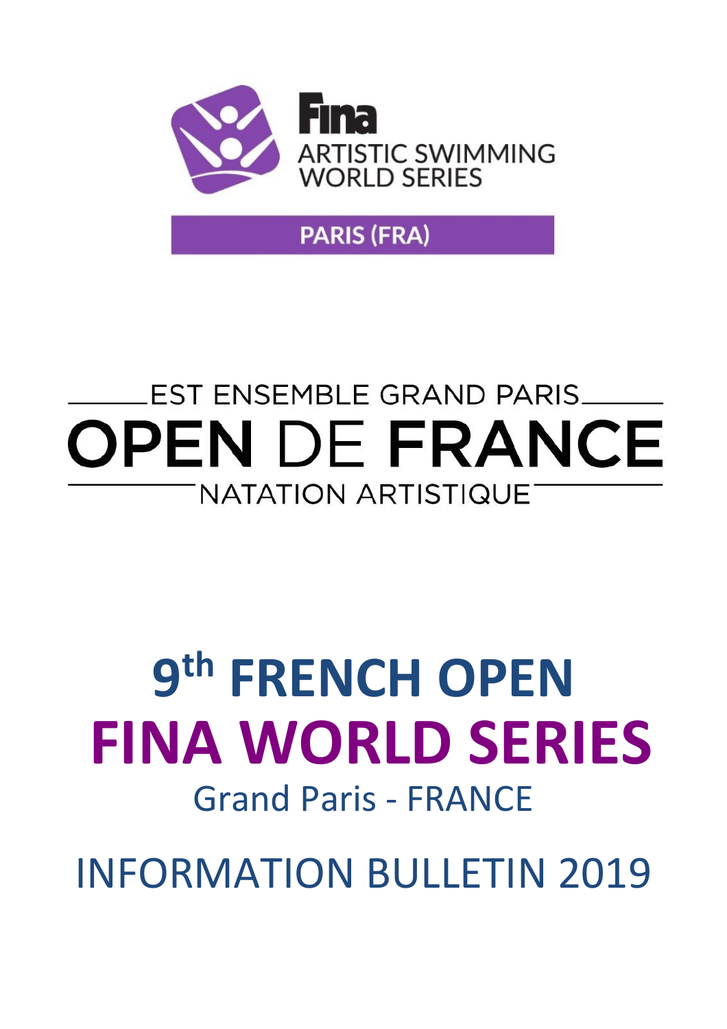Fina

ARTISTIC SWIMMING WORLD SERIES

PARIS (FRA)

EST ENSEMBLE GRAND PARIS

OPEN DE FRANCE

NATATION ARTISTIQUE

# 9th FRENCH OPEN

# FINA WORLD SERIES

## Grand Paris - FRANCE

## INFORMATION BULLETIN 2019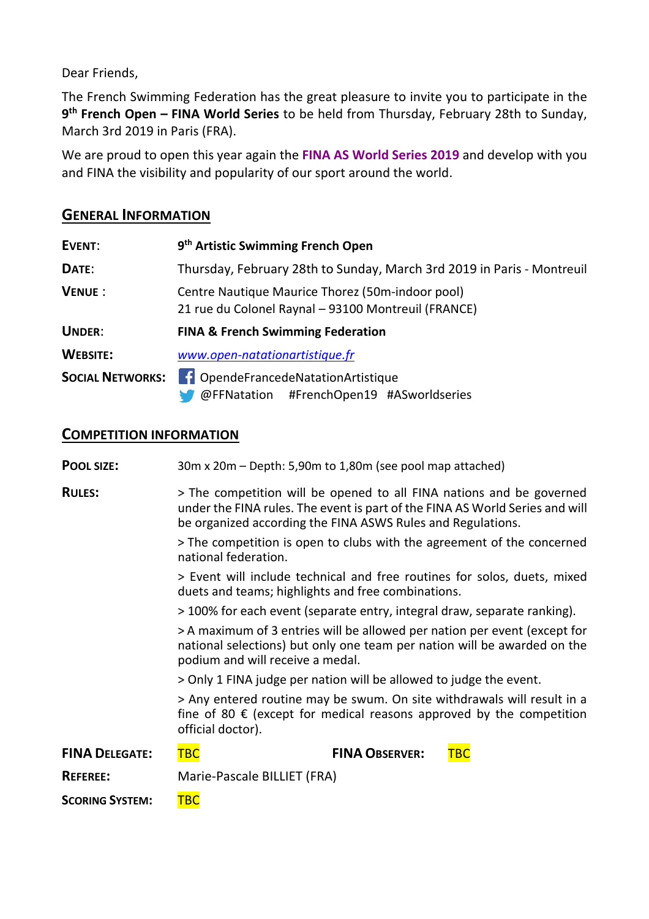Dear Friends,

The French Swimming Federation has the great pleasure to invite you to participate in the **9th French Open – FINA World Series** to be held from Thursday, February 28th to Sunday, March 3rd 2019 in Paris (FRA).

We are proud to open this year again the **FINA AS World Series 2019** and develop with you and FINA the visibility and popularity of our sport around the world.

## GENERAL INFORMATION

| | |
|---|---|
| **EVENT:** | **9th Artistic Swimming French Open** |
| **DATE:** | Thursday, February 28th to Sunday, March 3rd 2019 in Paris - Montreuil |
| **VENUE :** | Centre Nautique Maurice Thorez (50m-indoor pool)<br>21 rue du Colonel Raynal – 93100 Montreuil (FRANCE) |
| **UNDER:** | **FINA & French Swimming Federation** |
| **WEBSITE:** | *www.open-natationartistique.fr* |
| **SOCIAL NETWORKS:** | OpendeFrancedeNatationArtistique<br>@FFNatation #FrenchOpen19 #ASworldseries |

## COMPETITION INFORMATION

**POOL SIZE:** 30m x 20m – Depth: 5,90m to 1,80m (see pool map attached)

**RULES:**

> The competition will be opened to all FINA nations and be governed under the FINA rules. The event is part of the FINA AS World Series and will be organized according the FINA ASWS Rules and Regulations.

> The competition is open to clubs with the agreement of the concerned national federation.

> Event will include technical and free routines for solos, duets, mixed duets and teams; highlights and free combinations.

> 100% for each event (separate entry, integral draw, separate ranking).

> A maximum of 3 entries will be allowed per nation per event (except for national selections) but only one team per nation will be awarded on the podium and will receive a medal.

> Only 1 FINA judge per nation will be allowed to judge the event.

> Any entered routine may be swum. On site withdrawals will result in a fine of 80 € (except for medical reasons approved by the competition official doctor).

**FINA DELEGATE:** TBC **FINA OBSERVER:** TBC

**REFEREE:** Marie-Pascale BILLIET (FRA)

**SCORING SYSTEM:** TBC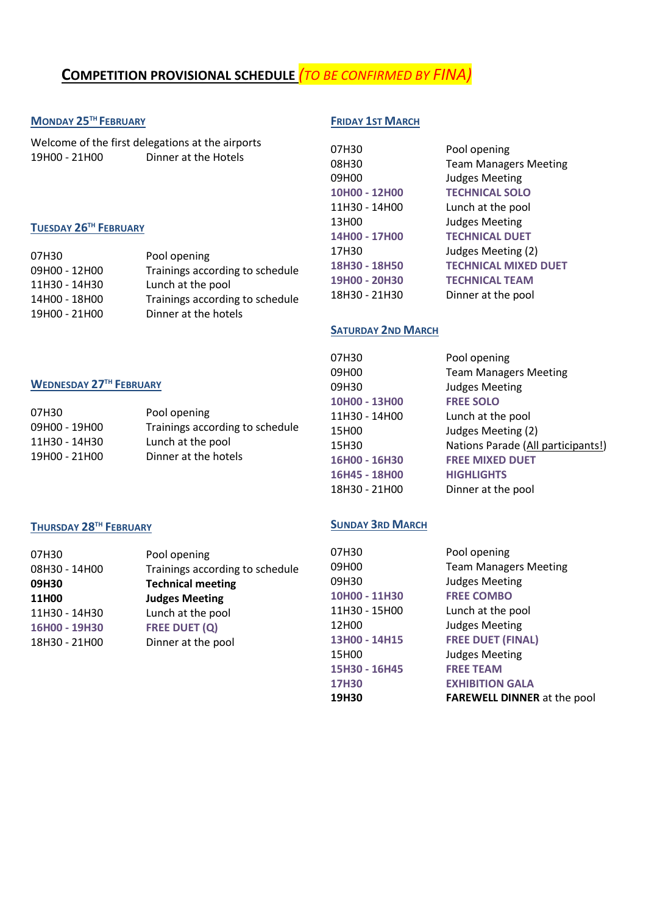# COMPETITION PROVISIONAL SCHEDULE *(TO BE CONFIRMED BY FINA)*

## MONDAY 25TH FEBRUARY

Welcome of the first delegations at the airports

| | |
|---|---|
| 19H00 - 21H00 | Dinner at the Hotels |

## TUESDAY 26TH FEBRUARY

| | |
|---|---|
| 07H30 | Pool opening |
| 09H00 - 12H00 | Trainings according to schedule |
| 11H30 - 14H30 | Lunch at the pool |
| 14H00 - 18H00 | Trainings according to schedule |
| 19H00 - 21H00 | Dinner at the hotels |

## WEDNESDAY 27TH FEBRUARY

| | |
|---|---|
| 07H30 | Pool opening |
| 09H00 - 19H00 | Trainings according to schedule |
| 11H30 - 14H30 | Lunch at the pool |
| 19H00 - 21H00 | Dinner at the hotels |

## THURSDAY 28TH FEBRUARY

| | |
|---|---|
| 07H30 | Pool opening |
| 08H30 - 14H00 | Trainings according to schedule |
| **09H30** | **Technical meeting** |
| **11H00** | **Judges Meeting** |
| 11H30 - 14H30 | Lunch at the pool |
| **16H00 - 19H30** | **FREE DUET (Q)** |
| 18H30 - 21H00 | Dinner at the pool |

## FRIDAY 1ST MARCH

| | |
|---|---|
| 07H30 | Pool opening |
| 08H30 | Team Managers Meeting |
| 09H00 | Judges Meeting |
| **10H00 - 12H00** | **TECHNICAL SOLO** |
| 11H30 - 14H00 | Lunch at the pool |
| 13H00 | Judges Meeting |
| **14H00 - 17H00** | **TECHNICAL DUET** |
| 17H30 | Judges Meeting (2) |
| **18H30 - 18H50** | **TECHNICAL MIXED DUET** |
| **19H00 - 20H30** | **TECHNICAL TEAM** |
| 18H30 - 21H30 | Dinner at the pool |

## SATURDAY 2ND MARCH

| | |
|---|---|
| 07H30 | Pool opening |
| 09H00 | Team Managers Meeting |
| 09H30 | Judges Meeting |
| **10H00 - 13H00** | **FREE SOLO** |
| 11H30 - 14H00 | Lunch at the pool |
| 15H00 | Judges Meeting (2) |
| 15H30 | Nations Parade (All participants!) |
| **16H00 - 16H30** | **FREE MIXED DUET** |
| **16H45 - 18H00** | **HIGHLIGHTS** |
| 18H30 - 21H00 | Dinner at the pool |

## SUNDAY 3RD MARCH

| | |
|---|---|
| 07H30 | Pool opening |
| 09H00 | Team Managers Meeting |
| 09H30 | Judges Meeting |
| **10H00 - 11H30** | **FREE COMBO** |
| 11H30 - 15H00 | Lunch at the pool |
| 12H00 | Judges Meeting |
| **13H00 - 14H15** | **FREE DUET (FINAL)** |
| 15H00 | Judges Meeting |
| **15H30 - 16H45** | **FREE TEAM** |
| **17H30** | **EXHIBITION GALA** |
| **19H30** | **FAREWELL DINNER** at the pool |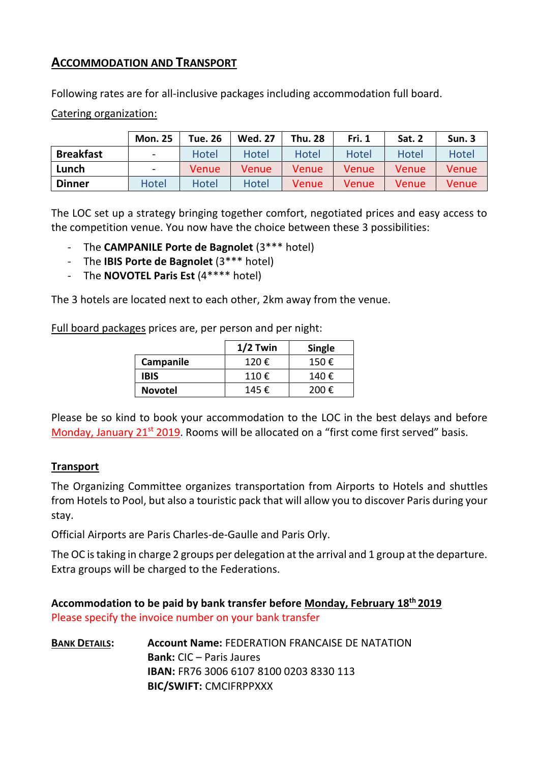## Accommodation and Transport

Following rates are for all-inclusive packages including accommodation full board.

Catering organization:

| | Mon. 25 | Tue. 26 | Wed. 27 | Thu. 28 | Fri. 1 | Sat. 2 | Sun. 3 |
|---|---|---|---|---|---|---|---|
| **Breakfast** | - | Hotel | Hotel | Hotel | Hotel | Hotel | Hotel |
| **Lunch** | - | Venue | Venue | Venue | Venue | Venue | Venue |
| **Dinner** | Hotel | Hotel | Hotel | Venue | Venue | Venue | Venue |

The LOC set up a strategy bringing together comfort, negotiated prices and easy access to the competition venue. You now have the choice between these 3 possibilities:

- The **CAMPANILE Porte de Bagnolet** (3*** hotel)
- The **IBIS Porte de Bagnolet** (3*** hotel)
- The **NOVOTEL Paris Est** (4**** hotel)

The 3 hotels are located next to each other, 2km away from the venue.

Full board packages prices are, per person and per night:

| | 1/2 Twin | Single |
|---|---|---|
| **Campanile** | 120 € | 150 € |
| **IBIS** | 110 € | 140 € |
| **Novotel** | 145 € | 200 € |

Please be so kind to book your accommodation to the LOC in the best delays and before Monday, January 21st 2019. Rooms will be allocated on a "first come first served" basis.

### Transport

The Organizing Committee organizes transportation from Airports to Hotels and shuttles from Hotels to Pool, but also a touristic pack that will allow you to discover Paris during your stay.

Official Airports are Paris Charles-de-Gaulle and Paris Orly.

The OC is taking in charge 2 groups per delegation at the arrival and 1 group at the departure. Extra groups will be charged to the Federations.

**Accommodation to be paid by bank transfer before Monday, February 18th 2019**
Please specify the invoice number on your bank transfer

**Bank Details:**

**Account Name:** FEDERATION FRANCAISE DE NATATION
**Bank:** CIC – Paris Jaures
**IBAN:** FR76 3006 6107 8100 0203 8330 113
**BIC/SWIFT:** CMCIFRPPXXX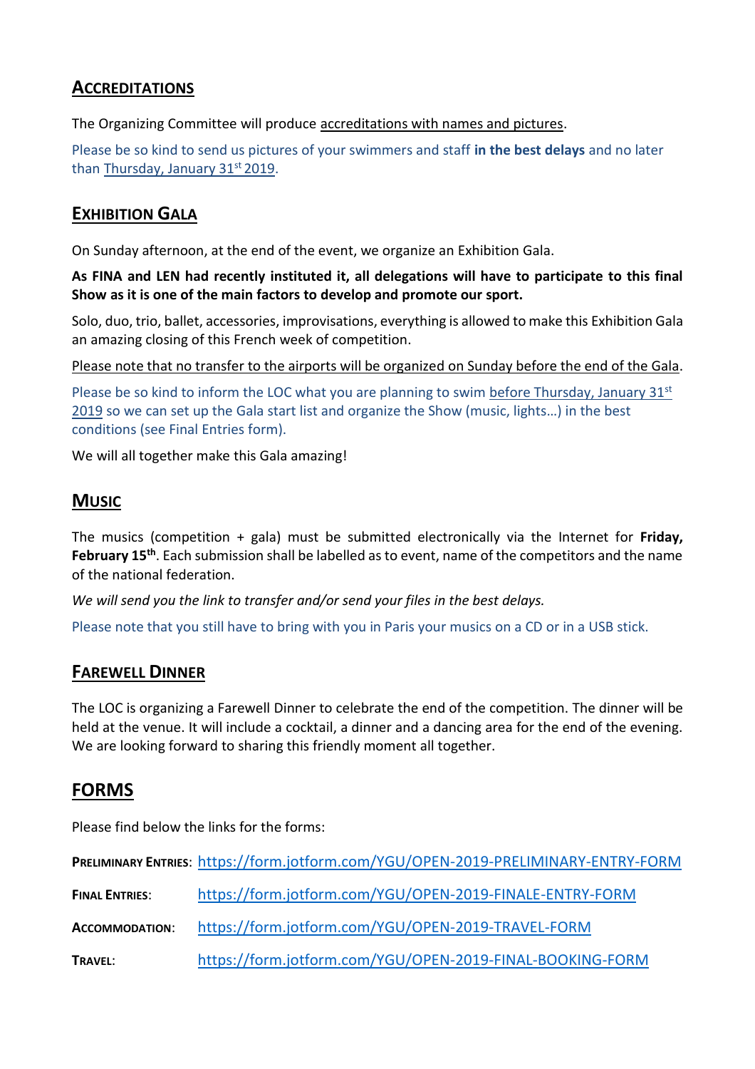## ACCREDITATIONS

The Organizing Committee will produce accreditations with names and pictures.

Please be so kind to send us pictures of your swimmers and staff **in the best delays** and no later than Thursday, January 31st 2019.

## EXHIBITION GALA

On Sunday afternoon, at the end of the event, we organize an Exhibition Gala.

**As FINA and LEN had recently instituted it, all delegations will have to participate to this final Show as it is one of the main factors to develop and promote our sport.**

Solo, duo, trio, ballet, accessories, improvisations, everything is allowed to make this Exhibition Gala an amazing closing of this French week of competition.

Please note that no transfer to the airports will be organized on Sunday before the end of the Gala.

Please be so kind to inform the LOC what you are planning to swim before Thursday, January 31st 2019 so we can set up the Gala start list and organize the Show (music, lights…) in the best conditions (see Final Entries form).

We will all together make this Gala amazing!

## MUSIC

The musics (competition + gala) must be submitted electronically via the Internet for **Friday, February 15th**. Each submission shall be labelled as to event, name of the competitors and the name of the national federation.

*We will send you the link to transfer and/or send your files in the best delays.*

Please note that you still have to bring with you in Paris your musics on a CD or in a USB stick.

## FAREWELL DINNER

The LOC is organizing a Farewell Dinner to celebrate the end of the competition. The dinner will be held at the venue. It will include a cocktail, a dinner and a dancing area for the end of the evening. We are looking forward to sharing this friendly moment all together.

## FORMS

Please find below the links for the forms:

| | |
|---|---|
| **PRELIMINARY ENTRIES**: | https://form.jotform.com/YGU/OPEN-2019-PRELIMINARY-ENTRY-FORM |
| **FINAL ENTRIES**: | https://form.jotform.com/YGU/OPEN-2019-FINALE-ENTRY-FORM |
| **ACCOMMODATION**: | https://form.jotform.com/YGU/OPEN-2019-TRAVEL-FORM |
| **TRAVEL**: | https://form.jotform.com/YGU/OPEN-2019-FINAL-BOOKING-FORM |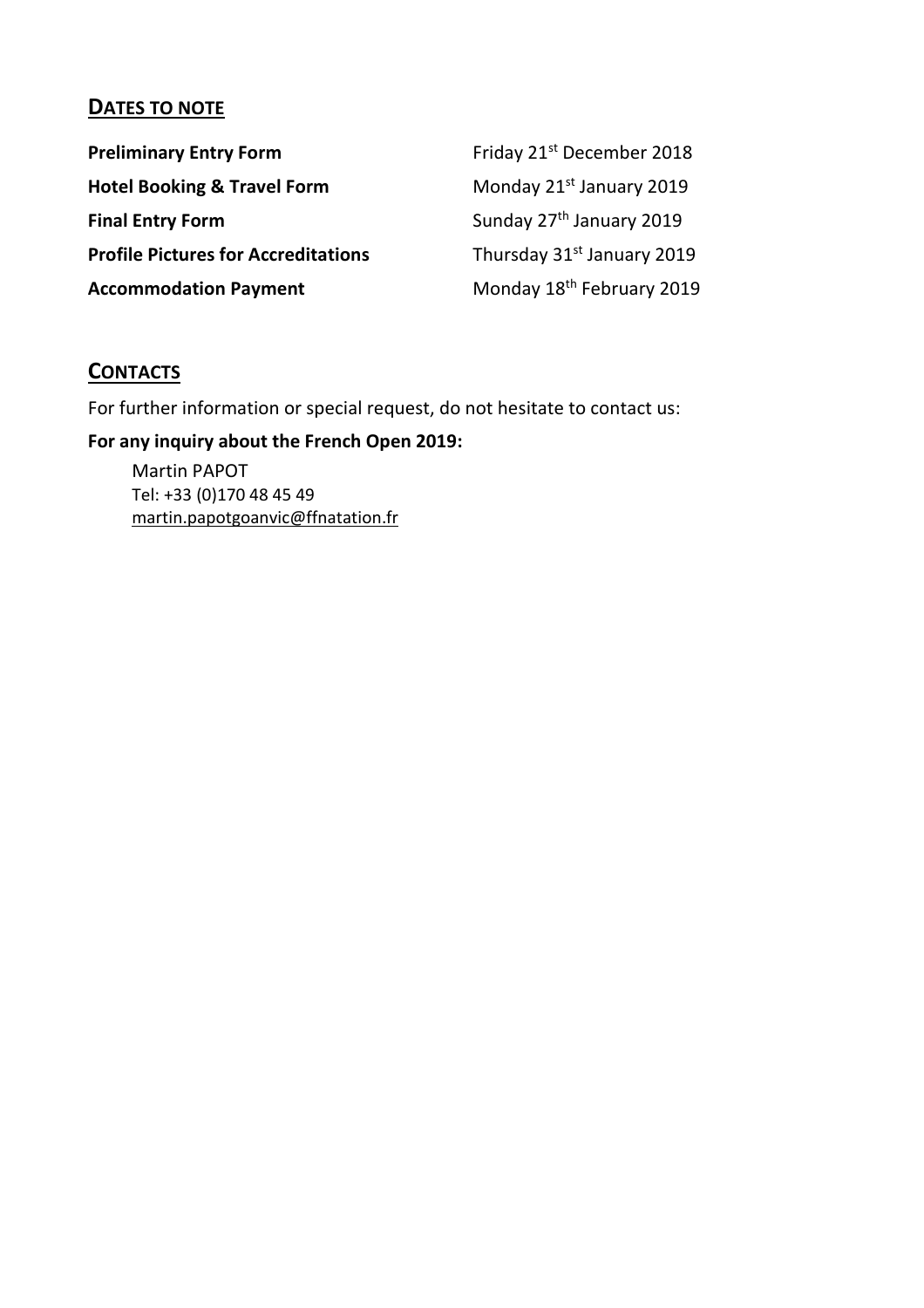## DATES TO NOTE

| | |
|---|---|
| **Preliminary Entry Form** | Friday 21st December 2018 |
| **Hotel Booking & Travel Form** | Monday 21st January 2019 |
| **Final Entry Form** | Sunday 27th January 2019 |
| **Profile Pictures for Accreditations** | Thursday 31st January 2019 |
| **Accommodation Payment** | Monday 18th February 2019 |

## CONTACTS

For further information or special request, do not hesitate to contact us:

**For any inquiry about the French Open 2019:**

Martin PAPOT
Tel: +33 (0)170 48 45 49
martin.papotgoanvic@ffnatation.fr